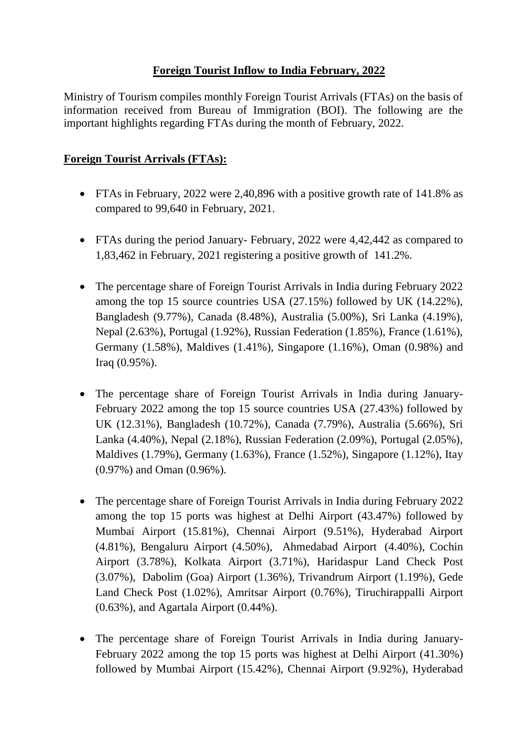# **Foreign Tourist Inflow to India February, 2022**

Ministry of Tourism compiles monthly Foreign Tourist Arrivals (FTAs) on the basis of information received from Bureau of Immigration (BOI). The following are the important highlights regarding FTAs during the month of February, 2022.

## **Foreign Tourist Arrivals (FTAs):**

- FTAs in February, 2022 were 2,40,896 with a positive growth rate of 141.8% as compared to 99,640 in February, 2021.
- FTAs during the period January- February, 2022 were 4,42,442 as compared to 1,83,462 in February, 2021 registering a positive growth of 141.2%.
- The percentage share of Foreign Tourist Arrivals in India during February 2022 among the top 15 source countries USA (27.15%) followed by UK (14.22%), Bangladesh (9.77%), Canada (8.48%), Australia (5.00%), Sri Lanka (4.19%), Nepal (2.63%), Portugal (1.92%), Russian Federation (1.85%), France (1.61%), Germany (1.58%), Maldives (1.41%), Singapore (1.16%), Oman (0.98%) and Iraq (0.95%).
- The percentage share of Foreign Tourist Arrivals in India during January-February 2022 among the top 15 source countries USA (27.43%) followed by UK (12.31%), Bangladesh (10.72%), Canada (7.79%), Australia (5.66%), Sri Lanka (4.40%), Nepal (2.18%), Russian Federation (2.09%), Portugal (2.05%), Maldives (1.79%), Germany (1.63%), France (1.52%), Singapore (1.12%), Itay (0.97%) and Oman (0.96%).
- The percentage share of Foreign Tourist Arrivals in India during February 2022 among the top 15 ports was highest at Delhi Airport (43.47%) followed by Mumbai Airport (15.81%), Chennai Airport (9.51%), Hyderabad Airport (4.81%), Bengaluru Airport (4.50%), Ahmedabad Airport (4.40%), Cochin Airport (3.78%), Kolkata Airport (3.71%), Haridaspur Land Check Post (3.07%), Dabolim (Goa) Airport (1.36%), Trivandrum Airport (1.19%), Gede Land Check Post (1.02%), Amritsar Airport (0.76%), Tiruchirappalli Airport (0.63%), and Agartala Airport (0.44%).
- The percentage share of Foreign Tourist Arrivals in India during January-February 2022 among the top 15 ports was highest at Delhi Airport (41.30%) followed by Mumbai Airport (15.42%), Chennai Airport (9.92%), Hyderabad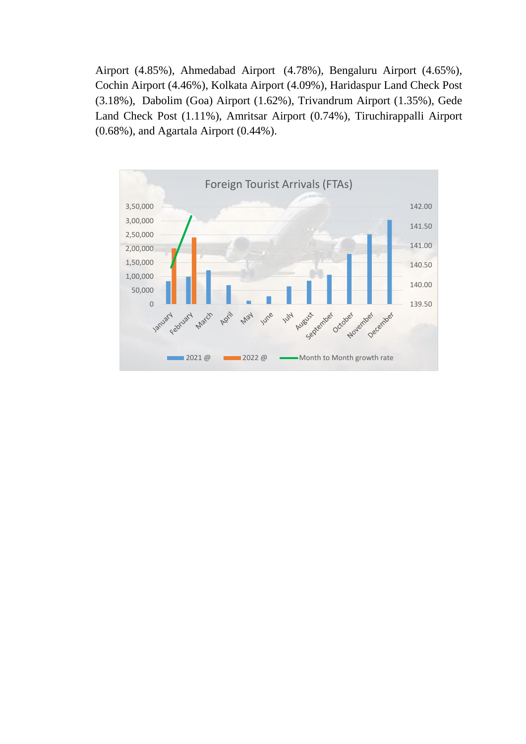Airport (4.85%), Ahmedabad Airport (4.78%), Bengaluru Airport (4.65%), Cochin Airport (4.46%), Kolkata Airport (4.09%), Haridaspur Land Check Post (3.18%), Dabolim (Goa) Airport (1.62%), Trivandrum Airport (1.35%), Gede Land Check Post (1.11%), Amritsar Airport (0.74%), Tiruchirappalli Airport (0.68%), and Agartala Airport (0.44%).

Foreign Tourist Arrivals (FTAs)

3,50,000
3,00,000
2,50,000
2,00,000
1,50,000
1,00,000
50,000
0

142.00
141.50
141.00
140.50
140.00
139.50

January
February
March
April
May
June
July
August
September
October
November
December

2021 @
2022 @
Month to Month growth rate